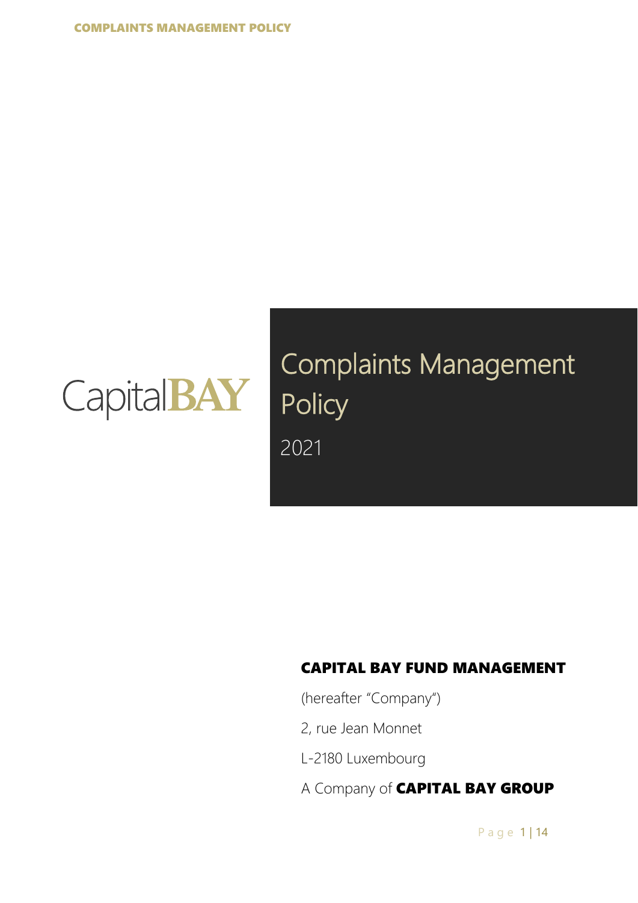CapitalBAY

# Complaints Management Policy

2021

**CAPITAL BAY FUND MANAGEMENT**

(hereafter "Company")

2, rue Jean Monnet

L-2180 Luxembourg

A Company of **CAPITAL BAY GROUP**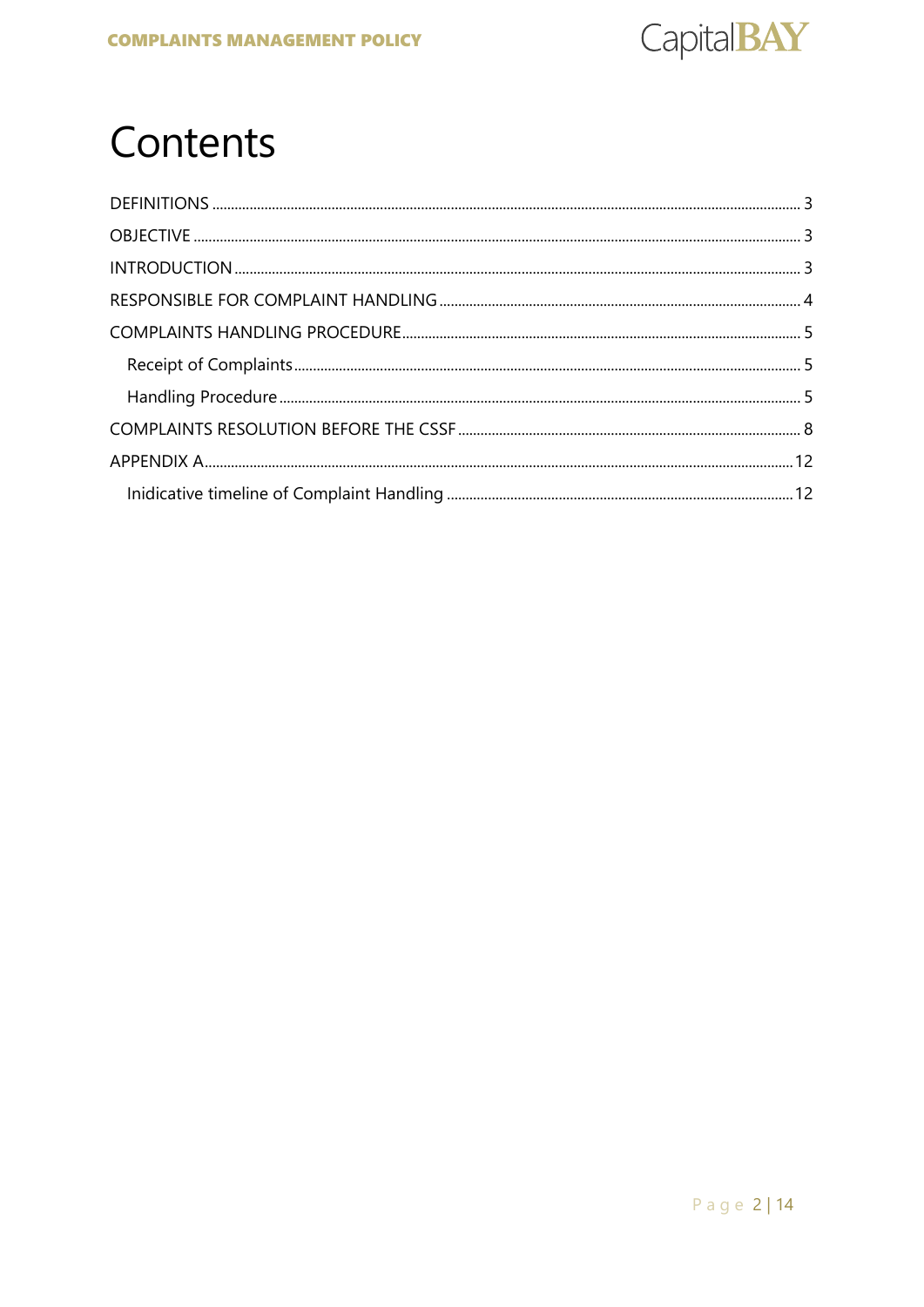# Contents

DEFINITIONS ........ 3

OBJECTIVE ........ 3

INTRODUCTION ........ 3

RESPONSIBLE FOR COMPLAINT HANDLING ........ 4

COMPLAINTS HANDLING PROCEDURE ........ 5

- Receipt of Complaints ........ 5
- Handling Procedure ........ 5

COMPLAINTS RESOLUTION BEFORE THE CSSF ........ 8

APPENDIX A ........ 12

- Inidicative timeline of Complaint Handling ........ 12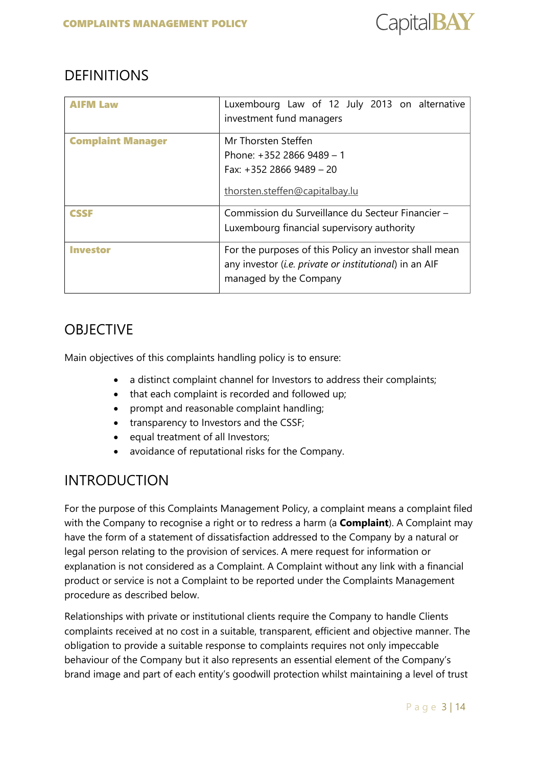## DEFINITIONS

| | |
|---|---|
| **AIFM Law** | Luxembourg Law of 12 July 2013 on alternative investment fund managers |
| **Complaint Manager** | Mr Thorsten Steffen<br>Phone: +352 2866 9489 – 1<br>Fax: +352 2866 9489 – 20<br>thorsten.steffen@capitalbay.lu |
| **CSSF** | Commission du Surveillance du Secteur Financier – Luxembourg financial supervisory authority |
| **Investor** | For the purposes of this Policy an investor shall mean any investor (*i.e. private or institutional*) in an AIF managed by the Company |

## OBJECTIVE

Main objectives of this complaints handling policy is to ensure:

- a distinct complaint channel for Investors to address their complaints;
- that each complaint is recorded and followed up;
- prompt and reasonable complaint handling;
- transparency to Investors and the CSSF;
- equal treatment of all Investors;
- avoidance of reputational risks for the Company.

## INTRODUCTION

For the purpose of this Complaints Management Policy, a complaint means a complaint filed with the Company to recognise a right or to redress a harm (a **Complaint**). A Complaint may have the form of a statement of dissatisfaction addressed to the Company by a natural or legal person relating to the provision of services. A mere request for information or explanation is not considered as a Complaint. A Complaint without any link with a financial product or service is not a Complaint to be reported under the Complaints Management procedure as described below.

Relationships with private or institutional clients require the Company to handle Clients complaints received at no cost in a suitable, transparent, efficient and objective manner. The obligation to provide a suitable response to complaints requires not only impeccable behaviour of the Company but it also represents an essential element of the Company's brand image and part of each entity's goodwill protection whilst maintaining a level of trust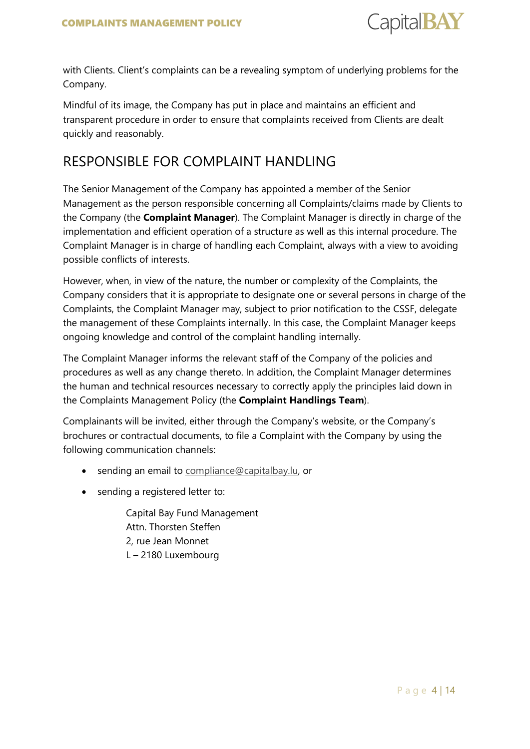with Clients. Client's complaints can be a revealing symptom of underlying problems for the Company.

Mindful of its image, the Company has put in place and maintains an efficient and transparent procedure in order to ensure that complaints received from Clients are dealt quickly and reasonably.

## RESPONSIBLE FOR COMPLAINT HANDLING

The Senior Management of the Company has appointed a member of the Senior Management as the person responsible concerning all Complaints/claims made by Clients to the Company (the **Complaint Manager**). The Complaint Manager is directly in charge of the implementation and efficient operation of a structure as well as this internal procedure. The Complaint Manager is in charge of handling each Complaint, always with a view to avoiding possible conflicts of interests.

However, when, in view of the nature, the number or complexity of the Complaints, the Company considers that it is appropriate to designate one or several persons in charge of the Complaints, the Complaint Manager may, subject to prior notification to the CSSF, delegate the management of these Complaints internally. In this case, the Complaint Manager keeps ongoing knowledge and control of the complaint handling internally.

The Complaint Manager informs the relevant staff of the Company of the policies and procedures as well as any change thereto. In addition, the Complaint Manager determines the human and technical resources necessary to correctly apply the principles laid down in the Complaints Management Policy (the **Complaint Handlings Team**).

Complainants will be invited, either through the Company's website, or the Company's brochures or contractual documents, to file a Complaint with the Company by using the following communication channels:

- sending an email to compliance@capitalbay.lu, or
- sending a registered letter to:

  Capital Bay Fund Management  
  Attn. Thorsten Steffen  
  2, rue Jean Monnet  
  L – 2180 Luxembourg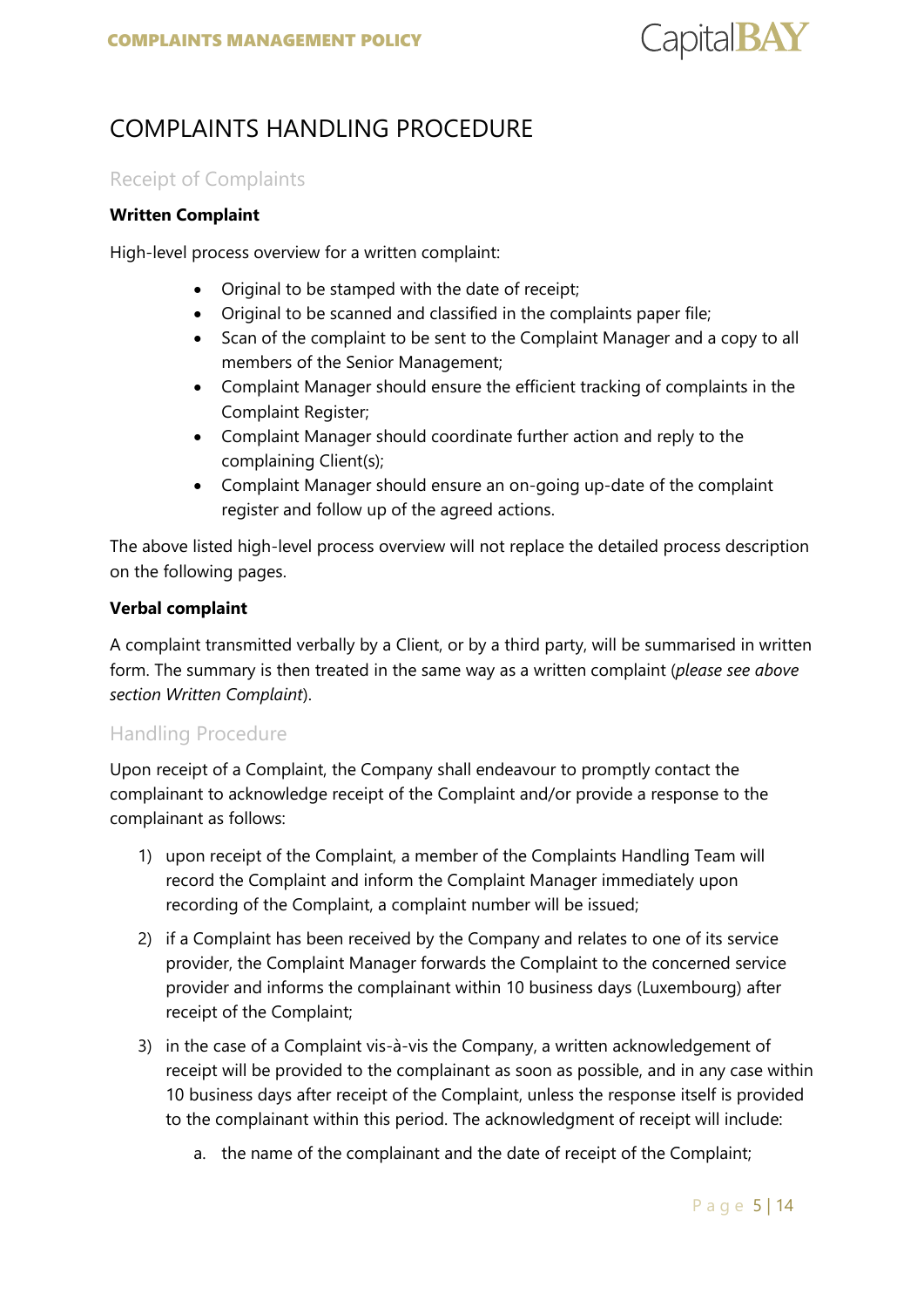# COMPLAINTS HANDLING PROCEDURE

## Receipt of Complaints

**Written Complaint**

High-level process overview for a written complaint:

- Original to be stamped with the date of receipt;
- Original to be scanned and classified in the complaints paper file;
- Scan of the complaint to be sent to the Complaint Manager and a copy to all members of the Senior Management;
- Complaint Manager should ensure the efficient tracking of complaints in the Complaint Register;
- Complaint Manager should coordinate further action and reply to the complaining Client(s);
- Complaint Manager should ensure an on-going up-date of the complaint register and follow up of the agreed actions.

The above listed high-level process overview will not replace the detailed process description on the following pages.

**Verbal complaint**

A complaint transmitted verbally by a Client, or by a third party, will be summarised in written form. The summary is then treated in the same way as a written complaint (*please see above section Written Complaint*).

## Handling Procedure

Upon receipt of a Complaint, the Company shall endeavour to promptly contact the complainant to acknowledge receipt of the Complaint and/or provide a response to the complainant as follows:

1) upon receipt of the Complaint, a member of the Complaints Handling Team will record the Complaint and inform the Complaint Manager immediately upon recording of the Complaint, a complaint number will be issued;

2) if a Complaint has been received by the Company and relates to one of its service provider, the Complaint Manager forwards the Complaint to the concerned service provider and informs the complainant within 10 business days (Luxembourg) after receipt of the Complaint;

3) in the case of a Complaint vis-à-vis the Company, a written acknowledgement of receipt will be provided to the complainant as soon as possible, and in any case within 10 business days after receipt of the Complaint, unless the response itself is provided to the complainant within this period. The acknowledgment of receipt will include:

   a. the name of the complainant and the date of receipt of the Complaint;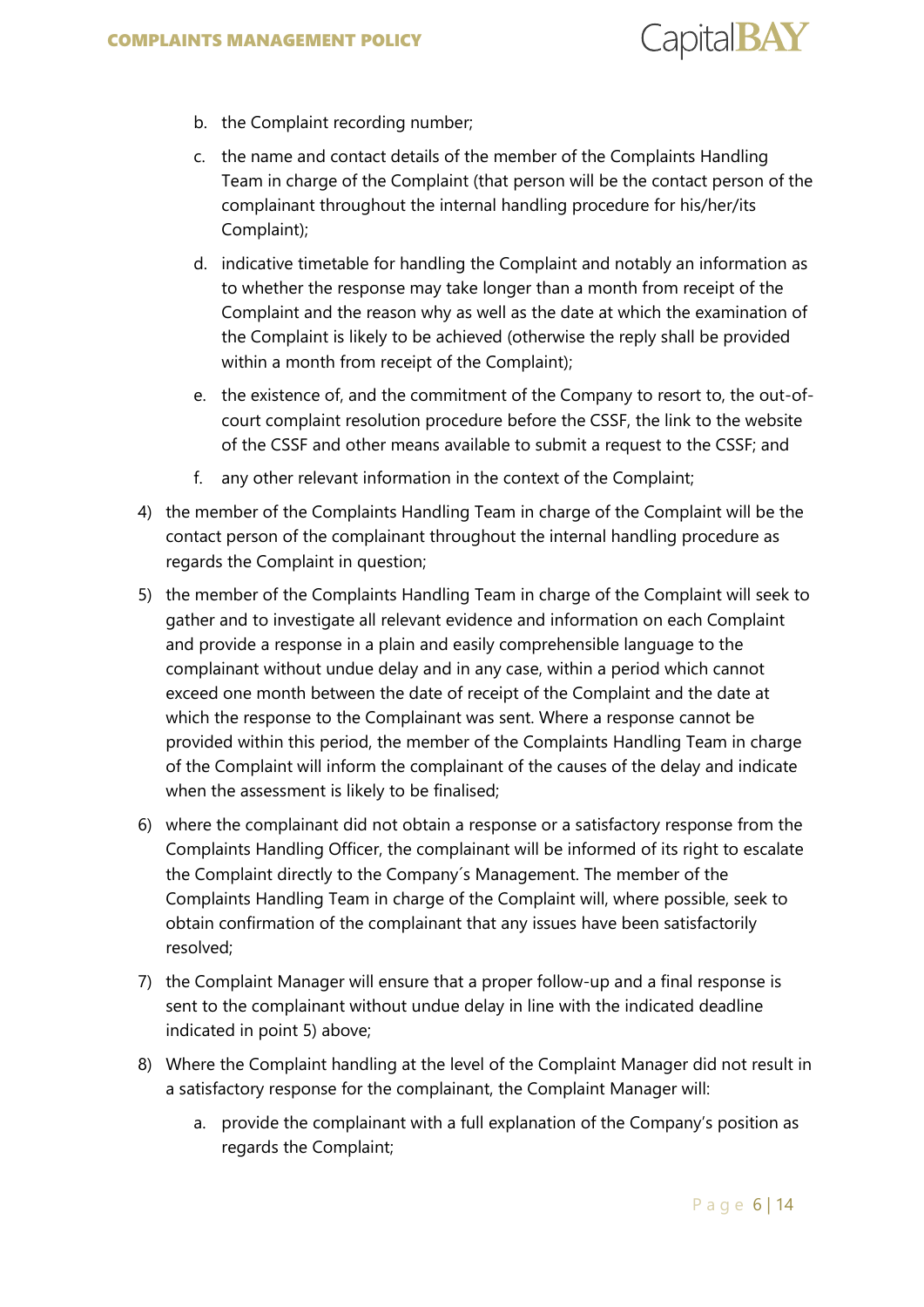b. the Complaint recording number;

   c. the name and contact details of the member of the Complaints Handling Team in charge of the Complaint (that person will be the contact person of the complainant throughout the internal handling procedure for his/her/its Complaint);

   d. indicative timetable for handling the Complaint and notably an information as to whether the response may take longer than a month from receipt of the Complaint and the reason why as well as the date at which the examination of the Complaint is likely to be achieved (otherwise the reply shall be provided within a month from receipt of the Complaint);

   e. the existence of, and the commitment of the Company to resort to, the out-of-court complaint resolution procedure before the CSSF, the link to the website of the CSSF and other means available to submit a request to the CSSF; and

   f. any other relevant information in the context of the Complaint;

4) the member of the Complaints Handling Team in charge of the Complaint will be the contact person of the complainant throughout the internal handling procedure as regards the Complaint in question;

5) the member of the Complaints Handling Team in charge of the Complaint will seek to gather and to investigate all relevant evidence and information on each Complaint and provide a response in a plain and easily comprehensible language to the complainant without undue delay and in any case, within a period which cannot exceed one month between the date of receipt of the Complaint and the date at which the response to the Complainant was sent. Where a response cannot be provided within this period, the member of the Complaints Handling Team in charge of the Complaint will inform the complainant of the causes of the delay and indicate when the assessment is likely to be finalised;

6) where the complainant did not obtain a response or a satisfactory response from the Complaints Handling Officer, the complainant will be informed of its right to escalate the Complaint directly to the Company´s Management. The member of the Complaints Handling Team in charge of the Complaint will, where possible, seek to obtain confirmation of the complainant that any issues have been satisfactorily resolved;

7) the Complaint Manager will ensure that a proper follow-up and a final response is sent to the complainant without undue delay in line with the indicated deadline indicated in point 5) above;

8) Where the Complaint handling at the level of the Complaint Manager did not result in a satisfactory response for the complainant, the Complaint Manager will:

   a. provide the complainant with a full explanation of the Company's position as regards the Complaint;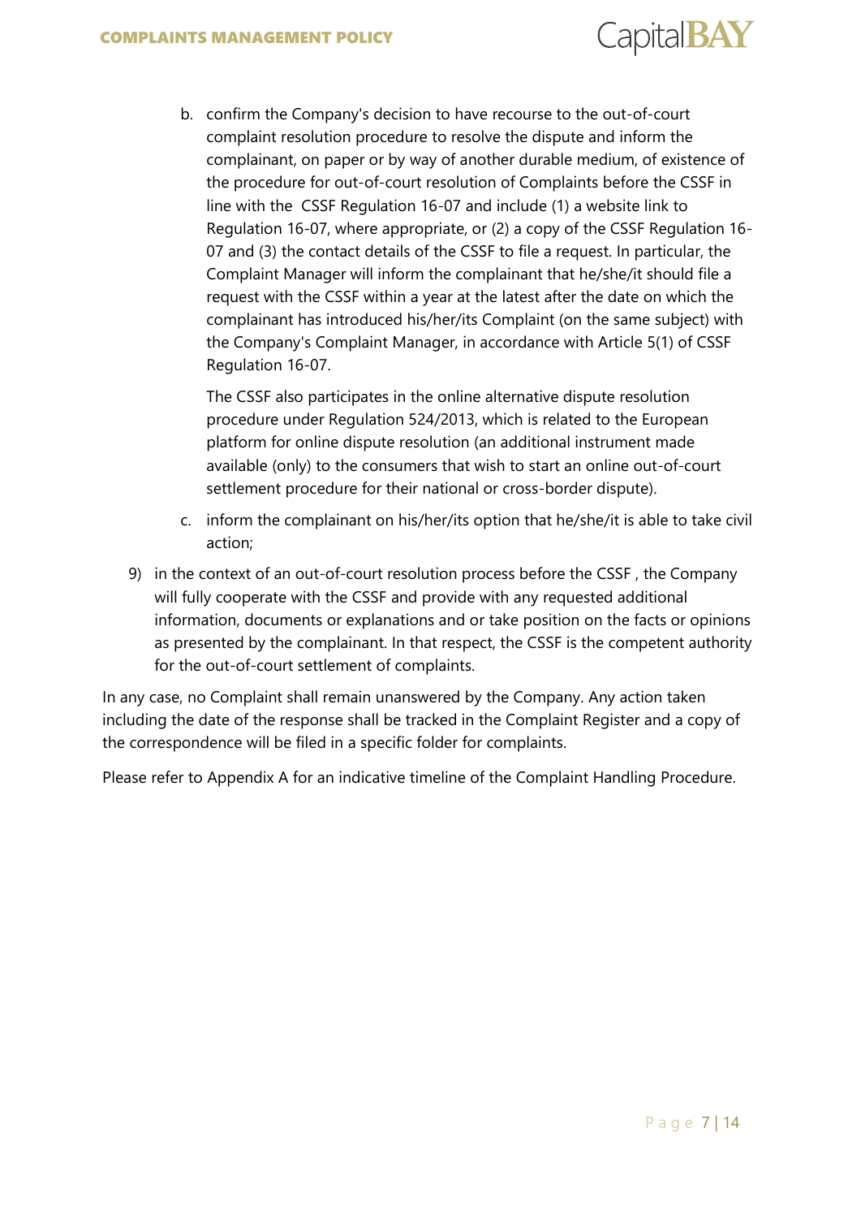b. confirm the Company's decision to have recourse to the out-of-court complaint resolution procedure to resolve the dispute and inform the complainant, on paper or by way of another durable medium, of existence of the procedure for out-of-court resolution of Complaints before the CSSF in line with the CSSF Regulation 16-07 and include (1) a website link to Regulation 16-07, where appropriate, or (2) a copy of the CSSF Regulation 16-07 and (3) the contact details of the CSSF to file a request. In particular, the Complaint Manager will inform the complainant that he/she/it should file a request with the CSSF within a year at the latest after the date on which the complainant has introduced his/her/its Complaint (on the same subject) with the Company's Complaint Manager, in accordance with Article 5(1) of CSSF Regulation 16-07.

   The CSSF also participates in the online alternative dispute resolution procedure under Regulation 524/2013, which is related to the European platform for online dispute resolution (an additional instrument made available (only) to the consumers that wish to start an online out-of-court settlement procedure for their national or cross-border dispute).

c. inform the complainant on his/her/its option that he/she/it is able to take civil action;

9) in the context of an out-of-court resolution process before the CSSF , the Company will fully cooperate with the CSSF and provide with any requested additional information, documents or explanations and or take position on the facts or opinions as presented by the complainant. In that respect, the CSSF is the competent authority for the out-of-court settlement of complaints.

In any case, no Complaint shall remain unanswered by the Company. Any action taken including the date of the response shall be tracked in the Complaint Register and a copy of the correspondence will be filed in a specific folder for complaints.

Please refer to Appendix A for an indicative timeline of the Complaint Handling Procedure.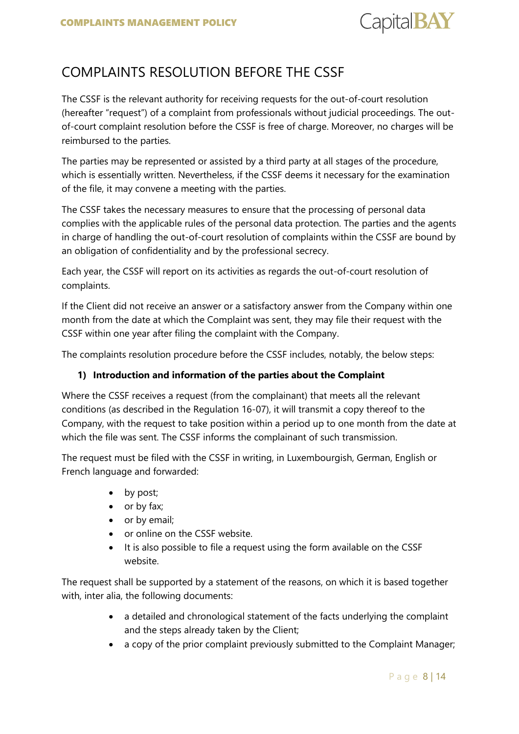# COMPLAINTS RESOLUTION BEFORE THE CSSF

The CSSF is the relevant authority for receiving requests for the out-of-court resolution (hereafter "request") of a complaint from professionals without judicial proceedings. The out-of-court complaint resolution before the CSSF is free of charge. Moreover, no charges will be reimbursed to the parties.

The parties may be represented or assisted by a third party at all stages of the procedure, which is essentially written. Nevertheless, if the CSSF deems it necessary for the examination of the file, it may convene a meeting with the parties.

The CSSF takes the necessary measures to ensure that the processing of personal data complies with the applicable rules of the personal data protection. The parties and the agents in charge of handling the out-of-court resolution of complaints within the CSSF are bound by an obligation of confidentiality and by the professional secrecy.

Each year, the CSSF will report on its activities as regards the out-of-court resolution of complaints.

If the Client did not receive an answer or a satisfactory answer from the Company within one month from the date at which the Complaint was sent, they may file their request with the CSSF within one year after filing the complaint with the Company.

The complaints resolution procedure before the CSSF includes, notably, the below steps:

**1) Introduction and information of the parties about the Complaint**

Where the CSSF receives a request (from the complainant) that meets all the relevant conditions (as described in the Regulation 16-07), it will transmit a copy thereof to the Company, with the request to take position within a period up to one month from the date at which the file was sent. The CSSF informs the complainant of such transmission.

The request must be filed with the CSSF in writing, in Luxembourgish, German, English or French language and forwarded:

- by post;
- or by fax;
- or by email;
- or online on the CSSF website.
- It is also possible to file a request using the form available on the CSSF website.

The request shall be supported by a statement of the reasons, on which it is based together with, inter alia, the following documents:

- a detailed and chronological statement of the facts underlying the complaint and the steps already taken by the Client;
- a copy of the prior complaint previously submitted to the Complaint Manager;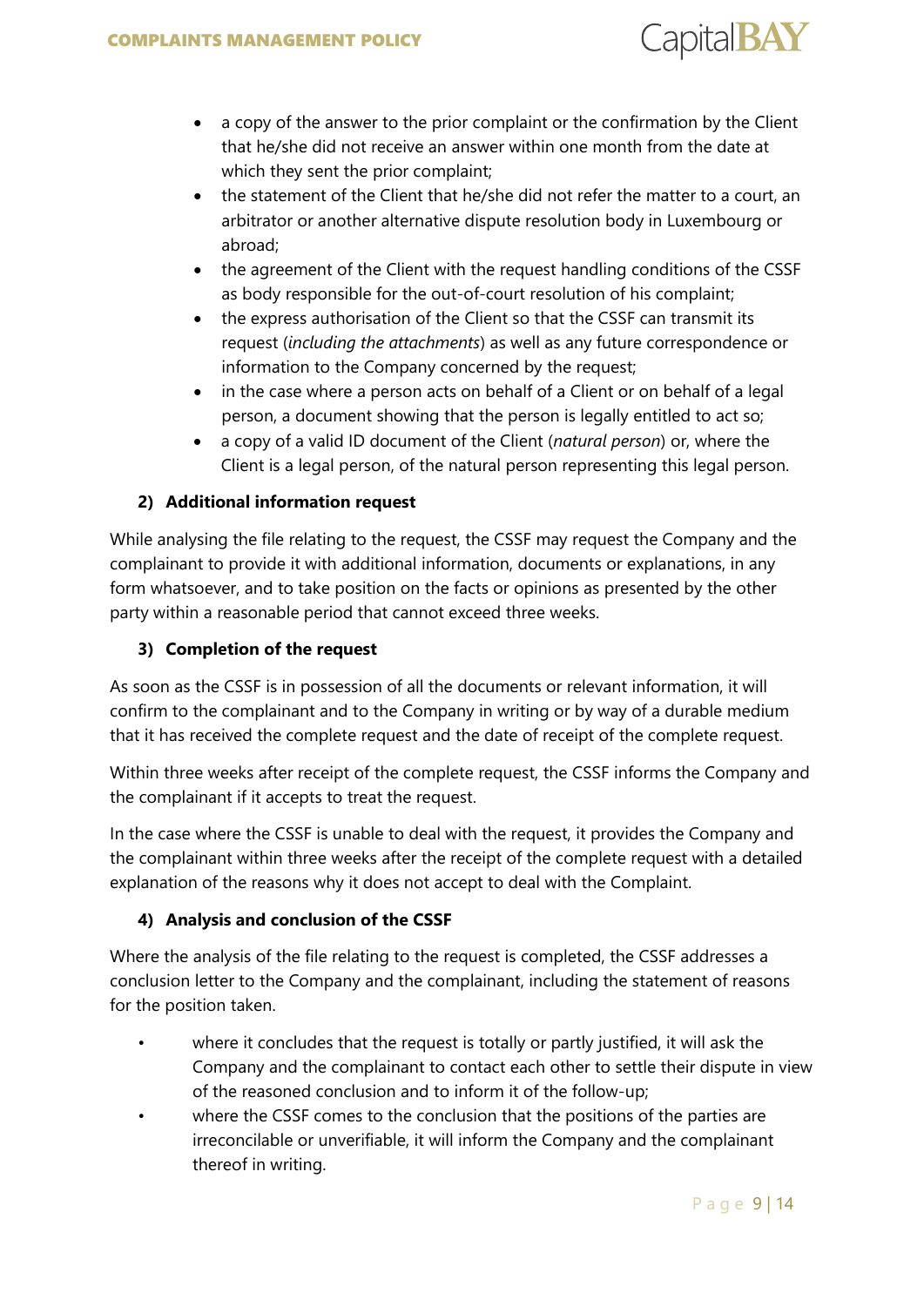- a copy of the answer to the prior complaint or the confirmation by the Client that he/she did not receive an answer within one month from the date at which they sent the prior complaint;
- the statement of the Client that he/she did not refer the matter to a court, an arbitrator or another alternative dispute resolution body in Luxembourg or abroad;
- the agreement of the Client with the request handling conditions of the CSSF as body responsible for the out-of-court resolution of his complaint;
- the express authorisation of the Client so that the CSSF can transmit its request (*including the attachments*) as well as any future correspondence or information to the Company concerned by the request;
- in the case where a person acts on behalf of a Client or on behalf of a legal person, a document showing that the person is legally entitled to act so;
- a copy of a valid ID document of the Client (*natural person*) or, where the Client is a legal person, of the natural person representing this legal person.

**2) Additional information request**

While analysing the file relating to the request, the CSSF may request the Company and the complainant to provide it with additional information, documents or explanations, in any form whatsoever, and to take position on the facts or opinions as presented by the other party within a reasonable period that cannot exceed three weeks.

**3) Completion of the request**

As soon as the CSSF is in possession of all the documents or relevant information, it will confirm to the complainant and to the Company in writing or by way of a durable medium that it has received the complete request and the date of receipt of the complete request.

Within three weeks after receipt of the complete request, the CSSF informs the Company and the complainant if it accepts to treat the request.

In the case where the CSSF is unable to deal with the request, it provides the Company and the complainant within three weeks after the receipt of the complete request with a detailed explanation of the reasons why it does not accept to deal with the Complaint.

**4) Analysis and conclusion of the CSSF**

Where the analysis of the file relating to the request is completed, the CSSF addresses a conclusion letter to the Company and the complainant, including the statement of reasons for the position taken.

- where it concludes that the request is totally or partly justified, it will ask the Company and the complainant to contact each other to settle their dispute in view of the reasoned conclusion and to inform it of the follow-up;
- where the CSSF comes to the conclusion that the positions of the parties are irreconcilable or unverifiable, it will inform the Company and the complainant thereof in writing.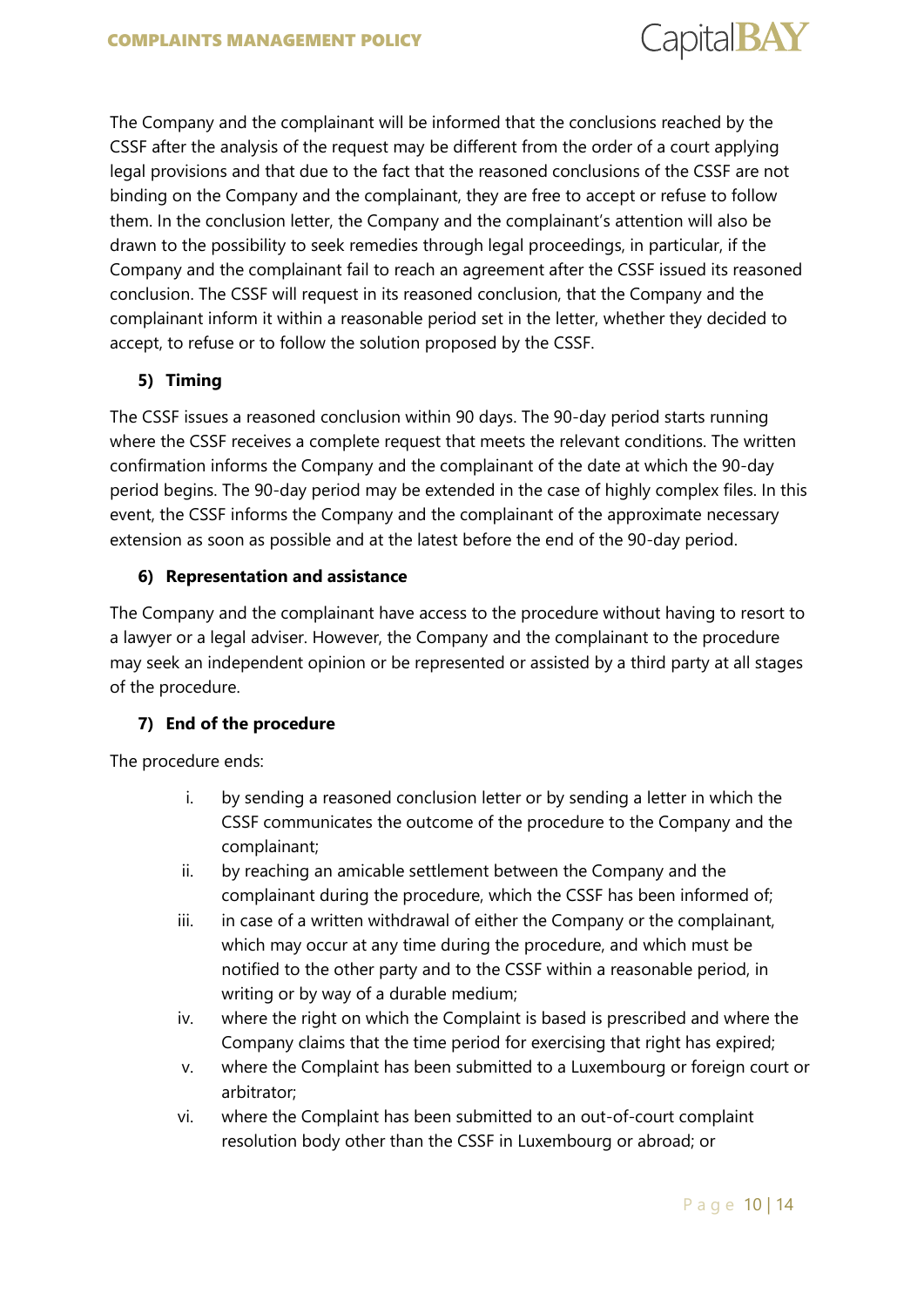The Company and the complainant will be informed that the conclusions reached by the CSSF after the analysis of the request may be different from the order of a court applying legal provisions and that due to the fact that the reasoned conclusions of the CSSF are not binding on the Company and the complainant, they are free to accept or refuse to follow them. In the conclusion letter, the Company and the complainant's attention will also be drawn to the possibility to seek remedies through legal proceedings, in particular, if the Company and the complainant fail to reach an agreement after the CSSF issued its reasoned conclusion. The CSSF will request in its reasoned conclusion, that the Company and the complainant inform it within a reasonable period set in the letter, whether they decided to accept, to refuse or to follow the solution proposed by the CSSF.

**5) Timing**

The CSSF issues a reasoned conclusion within 90 days. The 90-day period starts running where the CSSF receives a complete request that meets the relevant conditions. The written confirmation informs the Company and the complainant of the date at which the 90-day period begins. The 90-day period may be extended in the case of highly complex files. In this event, the CSSF informs the Company and the complainant of the approximate necessary extension as soon as possible and at the latest before the end of the 90-day period.

**6) Representation and assistance**

The Company and the complainant have access to the procedure without having to resort to a lawyer or a legal adviser. However, the Company and the complainant to the procedure may seek an independent opinion or be represented or assisted by a third party at all stages of the procedure.

**7) End of the procedure**

The procedure ends:

i. by sending a reasoned conclusion letter or by sending a letter in which the CSSF communicates the outcome of the procedure to the Company and the complainant;
ii. by reaching an amicable settlement between the Company and the complainant during the procedure, which the CSSF has been informed of;
iii. in case of a written withdrawal of either the Company or the complainant, which may occur at any time during the procedure, and which must be notified to the other party and to the CSSF within a reasonable period, in writing or by way of a durable medium;
iv. where the right on which the Complaint is based is prescribed and where the Company claims that the time period for exercising that right has expired;
v. where the Complaint has been submitted to a Luxembourg or foreign court or arbitrator;
vi. where the Complaint has been submitted to an out-of-court complaint resolution body other than the CSSF in Luxembourg or abroad; or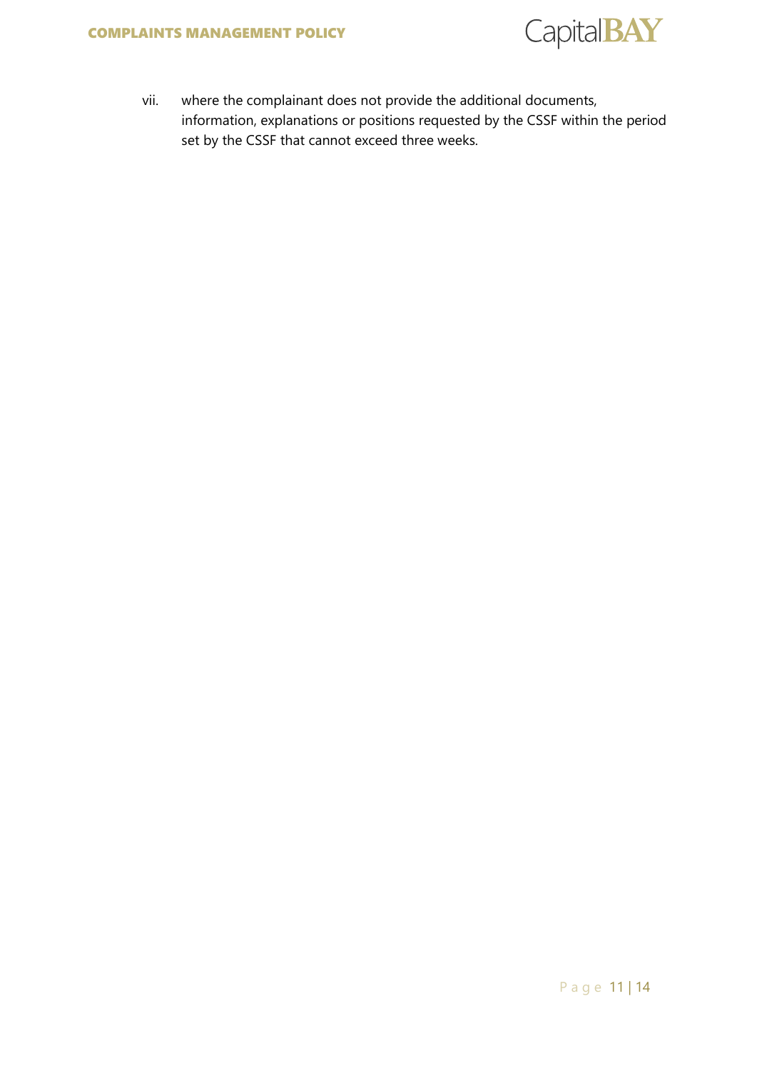vii. where the complainant does not provide the additional documents, information, explanations or positions requested by the CSSF within the period set by the CSSF that cannot exceed three weeks.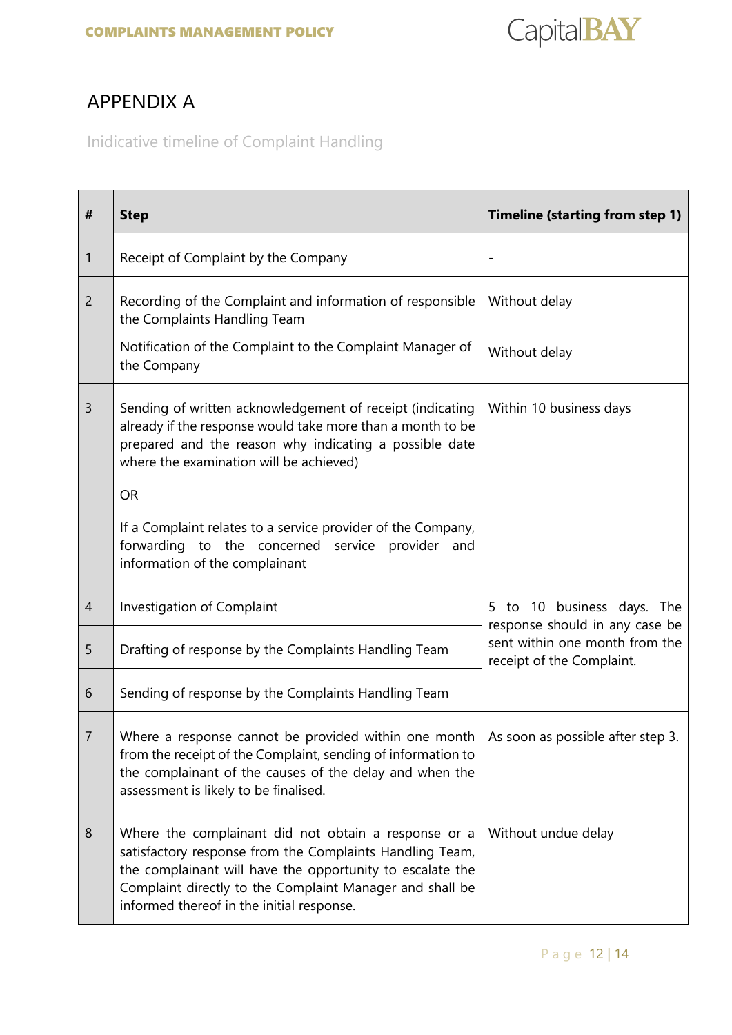# APPENDIX A

Inidicative timeline of Complaint Handling

| # | Step | Timeline (starting from step 1) |
|---|---|---|
| 1 | Receipt of Complaint by the Company | - |
| 2 | Recording of the Complaint and information of responsible the Complaints Handling Team<br><br>Notification of the Complaint to the Complaint Manager of the Company | Without delay<br><br>Without delay |
| 3 | Sending of written acknowledgement of receipt (indicating already if the response would take more than a month to be prepared and the reason why indicating a possible date where the examination will be achieved)<br><br>OR<br><br>If a Complaint relates to a service provider of the Company, forwarding to the concerned service provider and information of the complainant | Within 10 business days |
| 4 | Investigation of Complaint | 5 to 10 business days. The response should in any case be sent within one month from the receipt of the Complaint. |
| 5 | Drafting of response by the Complaints Handling Team | |
| 6 | Sending of response by the Complaints Handling Team | |
| 7 | Where a response cannot be provided within one month from the receipt of the Complaint, sending of information to the complainant of the causes of the delay and when the assessment is likely to be finalised. | As soon as possible after step 3. |
| 8 | Where the complainant did not obtain a response or a satisfactory response from the Complaints Handling Team, the complainant will have the opportunity to escalate the Complaint directly to the Complaint Manager and shall be informed thereof in the initial response. | Without undue delay |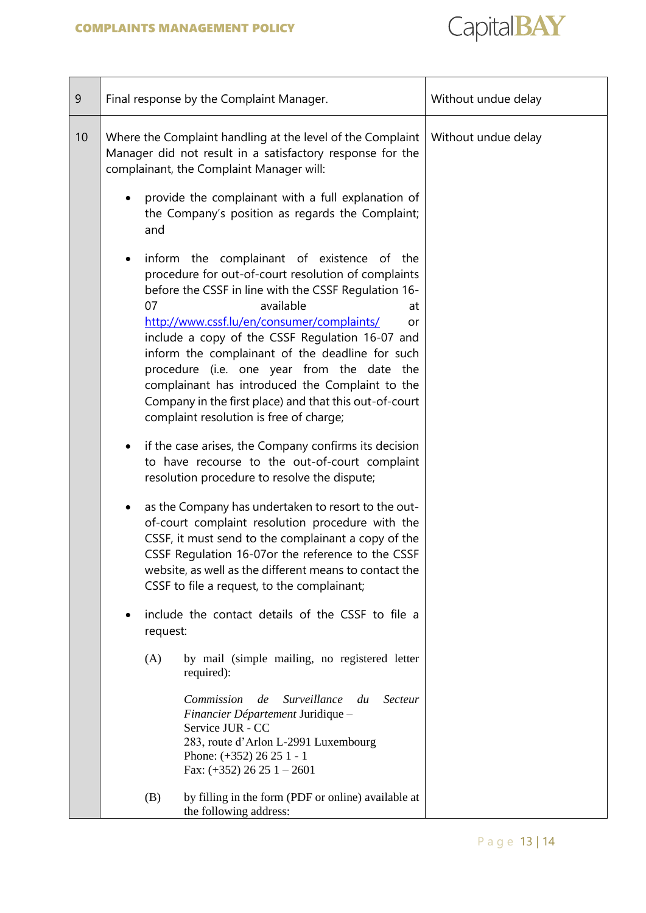| 9 | Final response by the Complaint Manager. | Without undue delay |
|---|---|---|
| 10 | Where the Complaint handling at the level of the Complaint Manager did not result in a satisfactory response for the complainant, the Complaint Manager will:<br><br>• provide the complainant with a full explanation of the Company's position as regards the Complaint; and<br><br>• inform the complainant of existence of the procedure for out-of-court resolution of complaints before the CSSF in line with the CSSF Regulation 16-07 available at http://www.cssf.lu/en/consumer/complaints/ or include a copy of the CSSF Regulation 16-07 and inform the complainant of the deadline for such procedure (i.e. one year from the date the complainant has introduced the Complaint to the Company in the first place) and that this out-of-court complaint resolution is free of charge;<br><br>• if the case arises, the Company confirms its decision to have recourse to the out-of-court complaint resolution procedure to resolve the dispute;<br><br>• as the Company has undertaken to resort to the out-of-court complaint resolution procedure with the CSSF, it must send to the complainant a copy of the CSSF Regulation 16-07or the reference to the CSSF website, as well as the different means to contact the CSSF to file a request, to the complainant;<br><br>• include the contact details of the CSSF to file a request:<br><br>(A) by mail (simple mailing, no registered letter required):<br><br>*Commission de Surveillance du Secteur Financier Département* Juridique –<br>Service JUR - CC<br>283, route d'Arlon L-2991 Luxembourg<br>Phone: (+352) 26 25 1 - 1<br>Fax: (+352) 26 25 1 – 2601<br><br>(B) by filling in the form (PDF or online) available at the following address: | Without undue delay |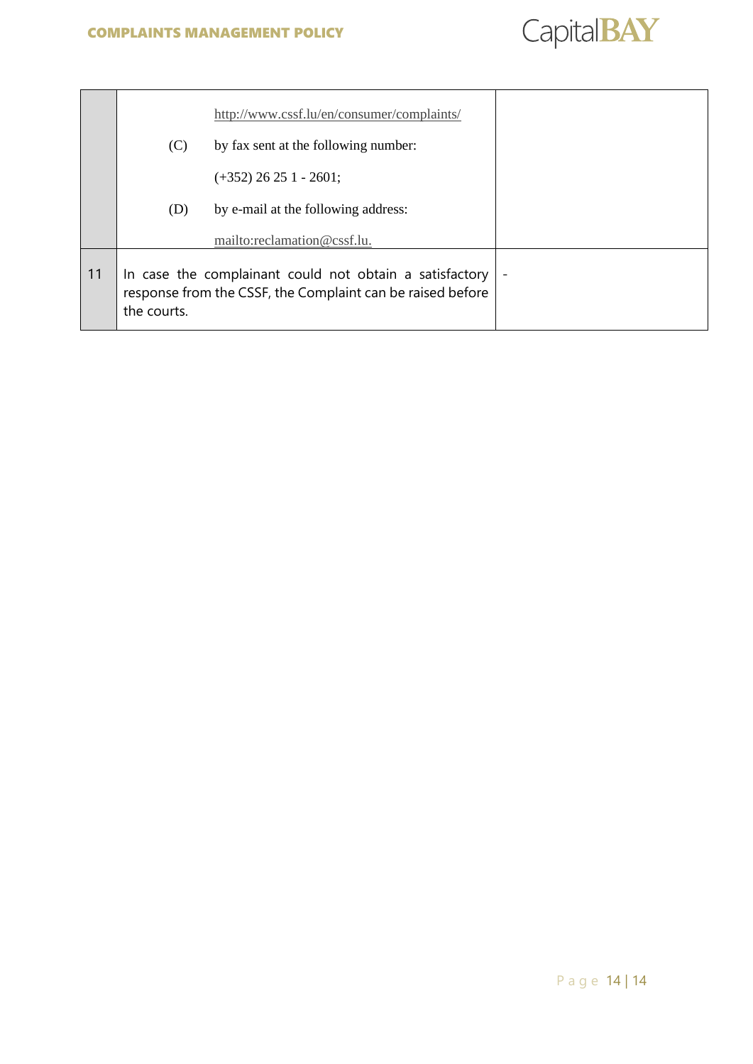| | | |
|---|---|---|
| | http://www.cssf.lu/en/consumer/complaints/<br>(C) by fax sent at the following number:<br>(+352) 26 25 1 - 2601;<br>(D) by e-mail at the following address:<br>mailto:reclamation@cssf.lu. | |
| 11 | In case the complainant could not obtain a satisfactory response from the CSSF, the Complaint can be raised before the courts. | - |